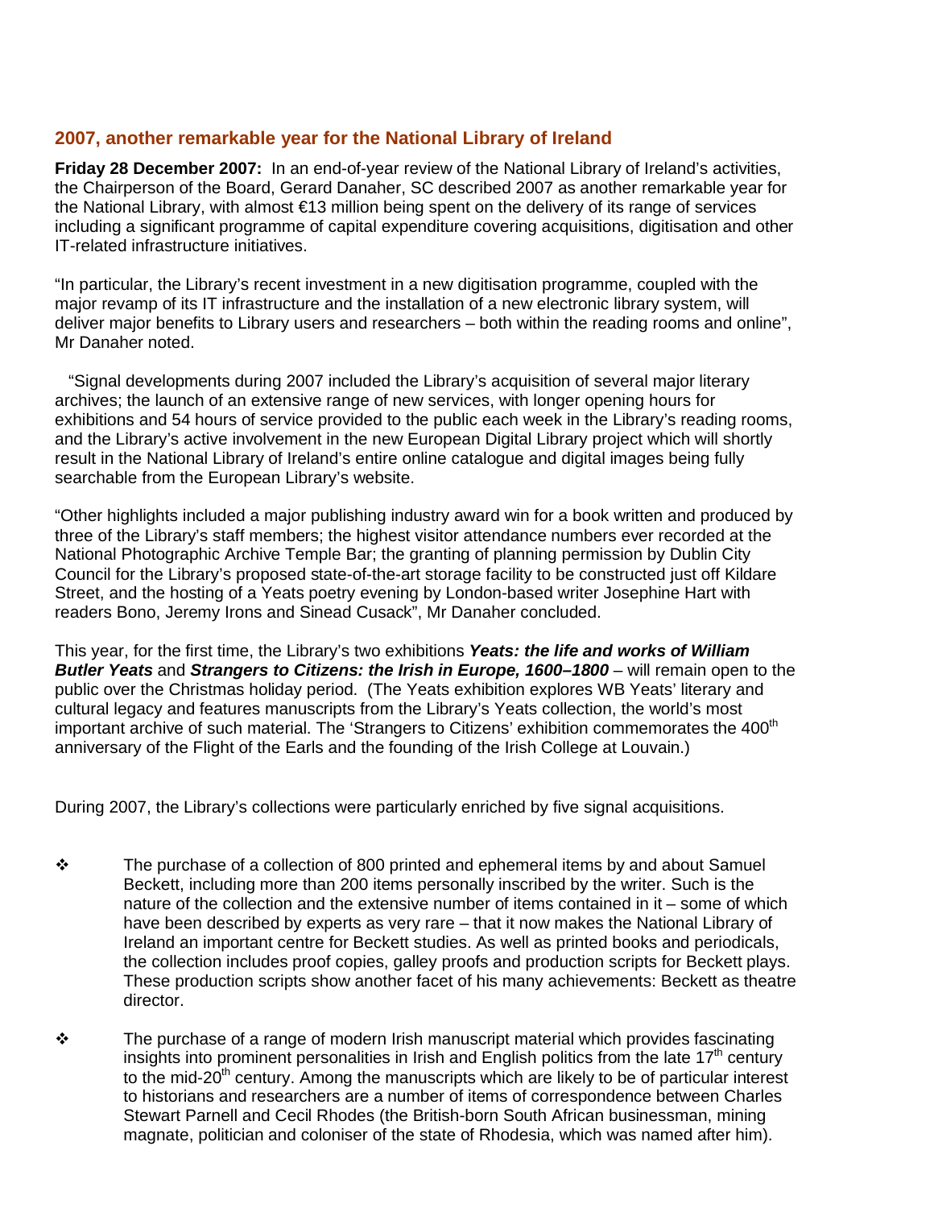## 2007, another remarkable year for the National Library of Ireland

**Friday 28 December 2007:** In an end-of-year review of the National Library of Ireland's activities, the Chairperson of the Board, Gerard Danaher, SC described 2007 as another remarkable year for the National Library, with almost €13 million being spent on the delivery of its range of services including a significant programme of capital expenditure covering acquisitions, digitisation and other IT-related infrastructure initiatives.

"In particular, the Library's recent investment in a new digitisation programme, coupled with the major revamp of its IT infrastructure and the installation of a new electronic library system, will deliver major benefits to Library users and researchers – both within the reading rooms and online", Mr Danaher noted.

"Signal developments during 2007 included the Library's acquisition of several major literary archives; the launch of an extensive range of new services, with longer opening hours for exhibitions and 54 hours of service provided to the public each week in the Library's reading rooms, and the Library's active involvement in the new European Digital Library project which will shortly result in the National Library of Ireland's entire online catalogue and digital images being fully searchable from the European Library's website.

"Other highlights included a major publishing industry award win for a book written and produced by three of the Library's staff members; the highest visitor attendance numbers ever recorded at the National Photographic Archive Temple Bar; the granting of planning permission by Dublin City Council for the Library's proposed state-of-the-art storage facility to be constructed just off Kildare Street, and the hosting of a Yeats poetry evening by London-based writer Josephine Hart with readers Bono, Jeremy Irons and Sinead Cusack", Mr Danaher concluded.

This year, for the first time, the Library's two exhibitions ***Yeats: the life and works of William Butler Yeats*** and ***Strangers to Citizens: the Irish in Europe, 1600–1800*** – will remain open to the public over the Christmas holiday period. (The Yeats exhibition explores WB Yeats' literary and cultural legacy and features manuscripts from the Library's Yeats collection, the world's most important archive of such material. The 'Strangers to Citizens' exhibition commemorates the 400th anniversary of the Flight of the Earls and the founding of the Irish College at Louvain.)

During 2007, the Library's collections were particularly enriched by five signal acquisitions.

- The purchase of a collection of 800 printed and ephemeral items by and about Samuel Beckett, including more than 200 items personally inscribed by the writer. Such is the nature of the collection and the extensive number of items contained in it – some of which have been described by experts as very rare – that it now makes the National Library of Ireland an important centre for Beckett studies. As well as printed books and periodicals, the collection includes proof copies, galley proofs and production scripts for Beckett plays. These production scripts show another facet of his many achievements: Beckett as theatre director.

- The purchase of a range of modern Irish manuscript material which provides fascinating insights into prominent personalities in Irish and English politics from the late 17th century to the mid-20th century. Among the manuscripts which are likely to be of particular interest to historians and researchers are a number of items of correspondence between Charles Stewart Parnell and Cecil Rhodes (the British-born South African businessman, mining magnate, politician and coloniser of the state of Rhodesia, which was named after him).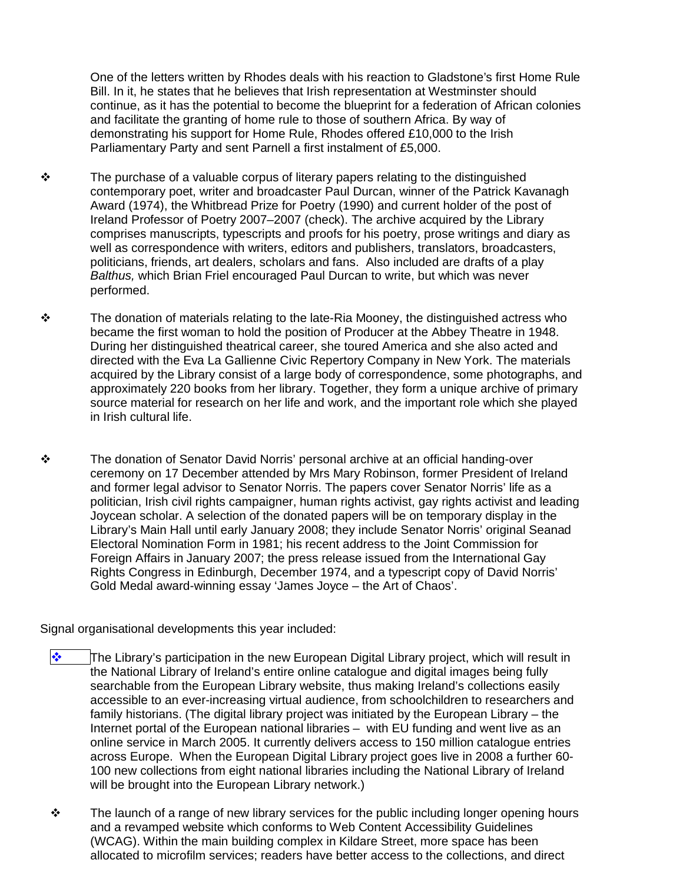One of the letters written by Rhodes deals with his reaction to Gladstone's first Home Rule Bill. In it, he states that he believes that Irish representation at Westminster should continue, as it has the potential to become the blueprint for a federation of African colonies and facilitate the granting of home rule to those of southern Africa. By way of demonstrating his support for Home Rule, Rhodes offered £10,000 to the Irish Parliamentary Party and sent Parnell a first instalment of £5,000.

- The purchase of a valuable corpus of literary papers relating to the distinguished contemporary poet, writer and broadcaster Paul Durcan, winner of the Patrick Kavanagh Award (1974), the Whitbread Prize for Poetry (1990) and current holder of the post of Ireland Professor of Poetry 2007–2007 (check). The archive acquired by the Library comprises manuscripts, typescripts and proofs for his poetry, prose writings and diary as well as correspondence with writers, editors and publishers, translators, broadcasters, politicians, friends, art dealers, scholars and fans. Also included are drafts of a play *Balthus,* which Brian Friel encouraged Paul Durcan to write, but which was never performed.

- The donation of materials relating to the late-Ria Mooney, the distinguished actress who became the first woman to hold the position of Producer at the Abbey Theatre in 1948. During her distinguished theatrical career, she toured America and she also acted and directed with the Eva La Gallienne Civic Repertory Company in New York. The materials acquired by the Library consist of a large body of correspondence, some photographs, and approximately 220 books from her library. Together, they form a unique archive of primary source material for research on her life and work, and the important role which she played in Irish cultural life.

- The donation of Senator David Norris' personal archive at an official handing-over ceremony on 17 December attended by Mrs Mary Robinson, former President of Ireland and former legal advisor to Senator Norris. The papers cover Senator Norris' life as a politician, Irish civil rights campaigner, human rights activist, gay rights activist and leading Joycean scholar. A selection of the donated papers will be on temporary display in the Library's Main Hall until early January 2008; they include Senator Norris' original Seanad Electoral Nomination Form in 1981; his recent address to the Joint Commission for Foreign Affairs in January 2007; the press release issued from the International Gay Rights Congress in Edinburgh, December 1974, and a typescript copy of David Norris' Gold Medal award-winning essay 'James Joyce – the Art of Chaos'.

Signal organisational developments this year included:

- The Library's participation in the new European Digital Library project, which will result in the National Library of Ireland's entire online catalogue and digital images being fully searchable from the European Library website, thus making Ireland's collections easily accessible to an ever-increasing virtual audience, from schoolchildren to researchers and family historians. (The digital library project was initiated by the European Library – the Internet portal of the European national libraries – with EU funding and went live as an online service in March 2005. It currently delivers access to 150 million catalogue entries across Europe. When the European Digital Library project goes live in 2008 a further 60-100 new collections from eight national libraries including the National Library of Ireland will be brought into the European Library network.)

- The launch of a range of new library services for the public including longer opening hours and a revamped website which conforms to Web Content Accessibility Guidelines (WCAG). Within the main building complex in Kildare Street, more space has been allocated to microfilm services; readers have better access to the collections, and direct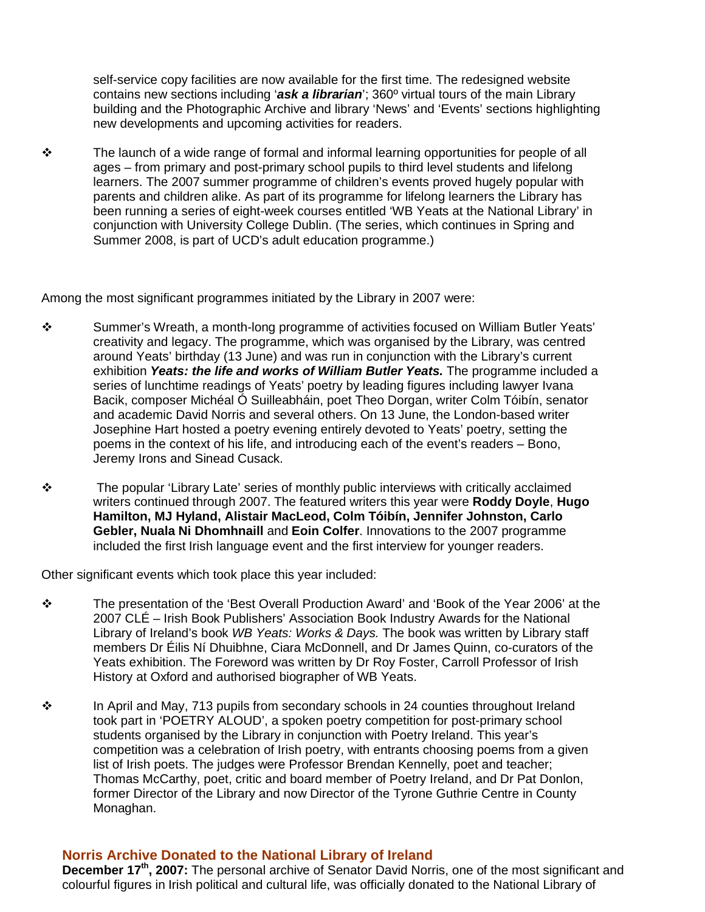self-service copy facilities are now available for the first time. The redesigned website contains new sections including '***ask a librarian***'; 360º virtual tours of the main Library building and the Photographic Archive and library 'News' and 'Events' sections highlighting new developments and upcoming activities for readers.

- The launch of a wide range of formal and informal learning opportunities for people of all ages – from primary and post-primary school pupils to third level students and lifelong learners. The 2007 summer programme of children's events proved hugely popular with parents and children alike. As part of its programme for lifelong learners the Library has been running a series of eight-week courses entitled 'WB Yeats at the National Library' in conjunction with University College Dublin. (The series, which continues in Spring and Summer 2008, is part of UCD's adult education programme.)

Among the most significant programmes initiated by the Library in 2007 were:

- Summer's Wreath, a month-long programme of activities focused on William Butler Yeats' creativity and legacy. The programme, which was organised by the Library, was centred around Yeats' birthday (13 June) and was run in conjunction with the Library's current exhibition ***Yeats: the life and works of William Butler Yeats.*** The programme included a series of lunchtime readings of Yeats' poetry by leading figures including lawyer Ivana Bacik, composer Michéal Ó Suilleabháin, poet Theo Dorgan, writer Colm Tóibín, senator and academic David Norris and several others. On 13 June, the London-based writer Josephine Hart hosted a poetry evening entirely devoted to Yeats' poetry, setting the poems in the context of his life, and introducing each of the event's readers – Bono, Jeremy Irons and Sinead Cusack.

- The popular 'Library Late' series of monthly public interviews with critically acclaimed writers continued through 2007. The featured writers this year were **Roddy Doyle**, **Hugo Hamilton, MJ Hyland, Alistair MacLeod, Colm Tóibín, Jennifer Johnston, Carlo Gebler, Nuala Ni Dhomhnaill** and **Eoin Colfer**. Innovations to the 2007 programme included the first Irish language event and the first interview for younger readers.

Other significant events which took place this year included:

- The presentation of the 'Best Overall Production Award' and 'Book of the Year 2006' at the 2007 CLÉ – Irish Book Publishers' Association Book Industry Awards for the National Library of Ireland's book *WB Yeats: Works & Days.* The book was written by Library staff members Dr Éilis Ní Dhuibhne, Ciara McDonnell, and Dr James Quinn, co-curators of the Yeats exhibition. The Foreword was written by Dr Roy Foster, Carroll Professor of Irish History at Oxford and authorised biographer of WB Yeats.

- In April and May, 713 pupils from secondary schools in 24 counties throughout Ireland took part in 'POETRY ALOUD', a spoken poetry competition for post-primary school students organised by the Library in conjunction with Poetry Ireland. This year's competition was a celebration of Irish poetry, with entrants choosing poems from a given list of Irish poets. The judges were Professor Brendan Kennelly, poet and teacher; Thomas McCarthy, poet, critic and board member of Poetry Ireland, and Dr Pat Donlon, former Director of the Library and now Director of the Tyrone Guthrie Centre in County Monaghan.

## Norris Archive Donated to the National Library of Ireland

**December 17th, 2007:** The personal archive of Senator David Norris, one of the most significant and colourful figures in Irish political and cultural life, was officially donated to the National Library of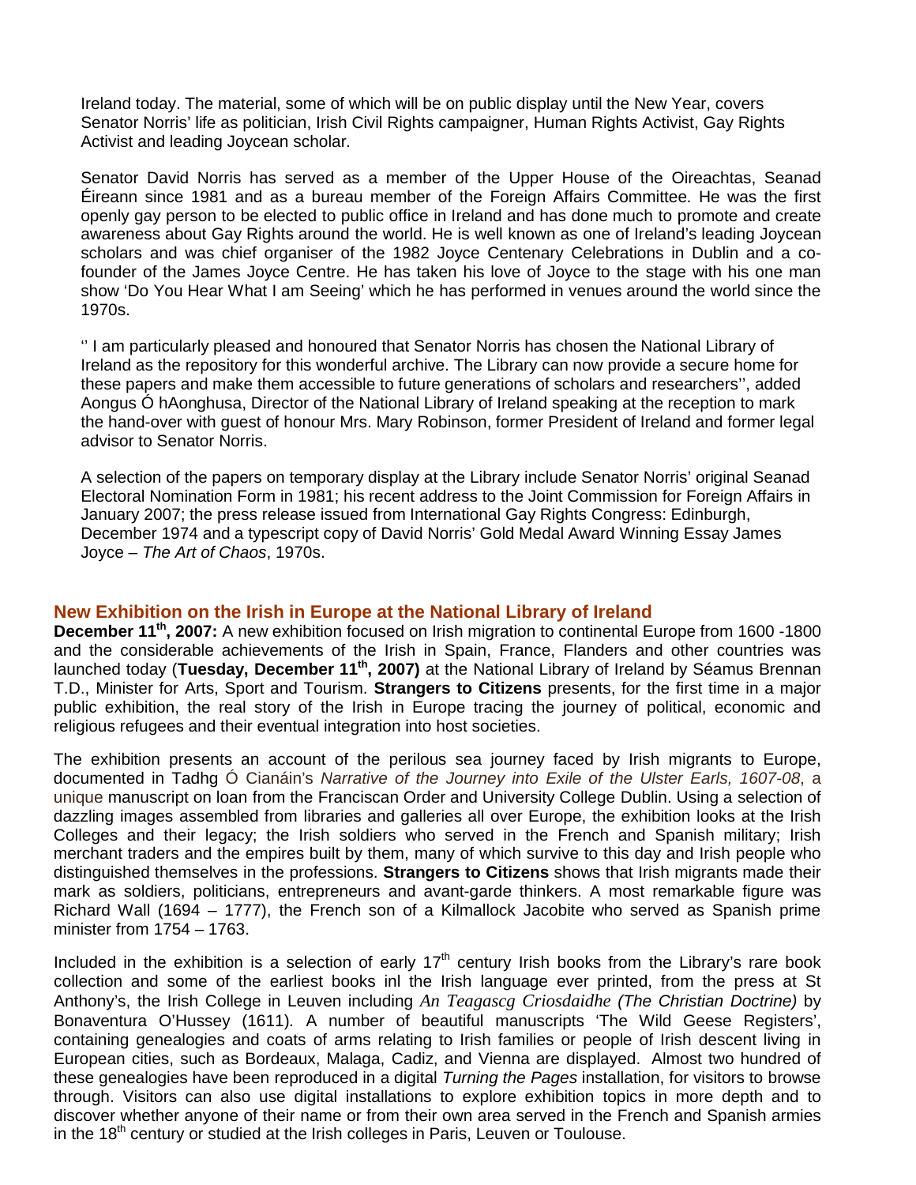Ireland today. The material, some of which will be on public display until the New Year, covers Senator Norris' life as politician, Irish Civil Rights campaigner, Human Rights Activist, Gay Rights Activist and leading Joycean scholar.

Senator David Norris has served as a member of the Upper House of the Oireachtas, Seanad Éireann since 1981 and as a bureau member of the Foreign Affairs Committee. He was the first openly gay person to be elected to public office in Ireland and has done much to promote and create awareness about Gay Rights around the world. He is well known as one of Ireland's leading Joycean scholars and was chief organiser of the 1982 Joyce Centenary Celebrations in Dublin and a co-founder of the James Joyce Centre. He has taken his love of Joyce to the stage with his one man show 'Do You Hear What I am Seeing' which he has performed in venues around the world since the 1970s.

'' I am particularly pleased and honoured that Senator Norris has chosen the National Library of Ireland as the repository for this wonderful archive. The Library can now provide a secure home for these papers and make them accessible to future generations of scholars and researchers'', added Aongus Ó hAonghusa, Director of the National Library of Ireland speaking at the reception to mark the hand-over with guest of honour Mrs. Mary Robinson, former President of Ireland and former legal advisor to Senator Norris.

A selection of the papers on temporary display at the Library include Senator Norris' original Seanad Electoral Nomination Form in 1981; his recent address to the Joint Commission for Foreign Affairs in January 2007; the press release issued from International Gay Rights Congress: Edinburgh, December 1974 and a typescript copy of David Norris' Gold Medal Award Winning Essay James Joyce – *The Art of Chaos*, 1970s.

## New Exhibition on the Irish in Europe at the National Library of Ireland

**December 11th, 2007:** A new exhibition focused on Irish migration to continental Europe from 1600 -1800 and the considerable achievements of the Irish in Spain, France, Flanders and other countries was launched today (**Tuesday, December 11th, 2007)** at the National Library of Ireland by Séamus Brennan T.D., Minister for Arts, Sport and Tourism. **Strangers to Citizens** presents, for the first time in a major public exhibition, the real story of the Irish in Europe tracing the journey of political, economic and religious refugees and their eventual integration into host societies.

The exhibition presents an account of the perilous sea journey faced by Irish migrants to Europe, documented in Tadhg Ó Cianáin's *Narrative of the Journey into Exile of the Ulster Earls, 1607-08*, a unique manuscript on loan from the Franciscan Order and University College Dublin. Using a selection of dazzling images assembled from libraries and galleries all over Europe, the exhibition looks at the Irish Colleges and their legacy; the Irish soldiers who served in the French and Spanish military; Irish merchant traders and the empires built by them, many of which survive to this day and Irish people who distinguished themselves in the professions. **Strangers to Citizens** shows that Irish migrants made their mark as soldiers, politicians, entrepreneurs and avant-garde thinkers. A most remarkable figure was Richard Wall (1694 – 1777), the French son of a Kilmallock Jacobite who served as Spanish prime minister from 1754 – 1763.

Included in the exhibition is a selection of early 17th century Irish books from the Library's rare book collection and some of the earliest books inl the Irish language ever printed, from the press at St Anthony's, the Irish College in Leuven including *An Teagascg Criosdaidhe (The Christian Doctrine)* by Bonaventura O'Hussey (1611). A number of beautiful manuscripts 'The Wild Geese Registers', containing genealogies and coats of arms relating to Irish families or people of Irish descent living in European cities, such as Bordeaux, Malaga, Cadiz, and Vienna are displayed. Almost two hundred of these genealogies have been reproduced in a digital *Turning the Pages* installation, for visitors to browse through. Visitors can also use digital installations to explore exhibition topics in more depth and to discover whether anyone of their name or from their own area served in the French and Spanish armies in the 18th century or studied at the Irish colleges in Paris, Leuven or Toulouse.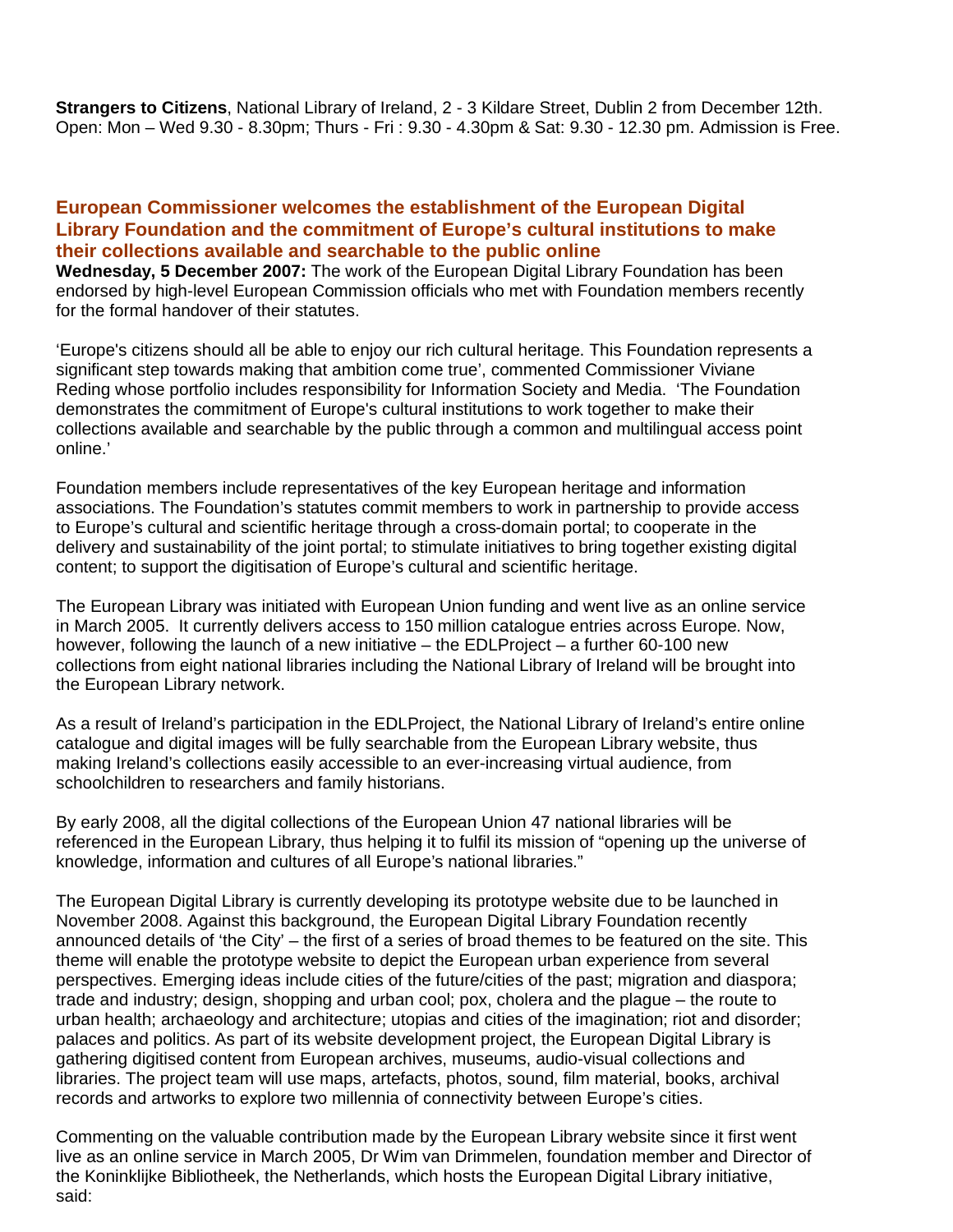**Strangers to Citizens**, National Library of Ireland, 2 - 3 Kildare Street, Dublin 2 from December 12th. Open: Mon – Wed 9.30 - 8.30pm; Thurs - Fri : 9.30 - 4.30pm & Sat: 9.30 - 12.30 pm. Admission is Free.

## European Commissioner welcomes the establishment of the European Digital Library Foundation and the commitment of Europe's cultural institutions to make their collections available and searchable to the public online

**Wednesday, 5 December 2007:** The work of the European Digital Library Foundation has been endorsed by high-level European Commission officials who met with Foundation members recently for the formal handover of their statutes.

'Europe's citizens should all be able to enjoy our rich cultural heritage. This Foundation represents a significant step towards making that ambition come true', commented Commissioner Viviane Reding whose portfolio includes responsibility for Information Society and Media. 'The Foundation demonstrates the commitment of Europe's cultural institutions to work together to make their collections available and searchable by the public through a common and multilingual access point online.'

Foundation members include representatives of the key European heritage and information associations. The Foundation's statutes commit members to work in partnership to provide access to Europe's cultural and scientific heritage through a cross-domain portal; to cooperate in the delivery and sustainability of the joint portal; to stimulate initiatives to bring together existing digital content; to support the digitisation of Europe's cultural and scientific heritage.

The European Library was initiated with European Union funding and went live as an online service in March 2005. It currently delivers access to 150 million catalogue entries across Europe. Now, however, following the launch of a new initiative – the EDLProject – a further 60-100 new collections from eight national libraries including the National Library of Ireland will be brought into the European Library network.

As a result of Ireland's participation in the EDLProject, the National Library of Ireland's entire online catalogue and digital images will be fully searchable from the European Library website, thus making Ireland's collections easily accessible to an ever-increasing virtual audience, from schoolchildren to researchers and family historians.

By early 2008, all the digital collections of the European Union 47 national libraries will be referenced in the European Library, thus helping it to fulfil its mission of "opening up the universe of knowledge, information and cultures of all Europe's national libraries."

The European Digital Library is currently developing its prototype website due to be launched in November 2008. Against this background, the European Digital Library Foundation recently announced details of 'the City' – the first of a series of broad themes to be featured on the site. This theme will enable the prototype website to depict the European urban experience from several perspectives. Emerging ideas include cities of the future/cities of the past; migration and diaspora; trade and industry; design, shopping and urban cool; pox, cholera and the plague – the route to urban health; archaeology and architecture; utopias and cities of the imagination; riot and disorder; palaces and politics. As part of its website development project, the European Digital Library is gathering digitised content from European archives, museums, audio-visual collections and libraries. The project team will use maps, artefacts, photos, sound, film material, books, archival records and artworks to explore two millennia of connectivity between Europe's cities.

Commenting on the valuable contribution made by the European Library website since it first went live as an online service in March 2005, Dr Wim van Drimmelen, foundation member and Director of the Koninklijke Bibliotheek, the Netherlands, which hosts the European Digital Library initiative, said: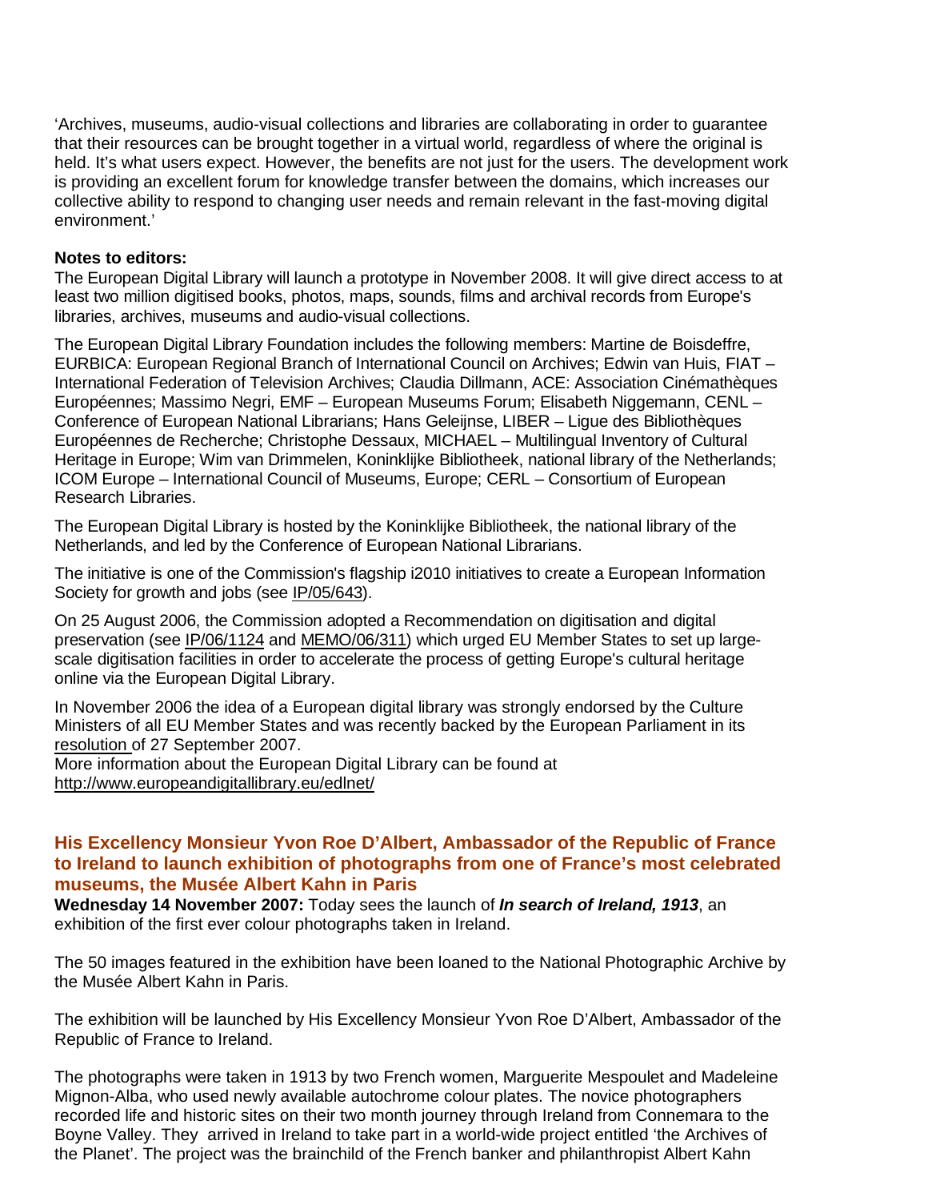'Archives, museums, audio-visual collections and libraries are collaborating in order to guarantee that their resources can be brought together in a virtual world, regardless of where the original is held. It's what users expect. However, the benefits are not just for the users. The development work is providing an excellent forum for knowledge transfer between the domains, which increases our collective ability to respond to changing user needs and remain relevant in the fast-moving digital environment.'

**Notes to editors:**

The European Digital Library will launch a prototype in November 2008. It will give direct access to at least two million digitised books, photos, maps, sounds, films and archival records from Europe's libraries, archives, museums and audio-visual collections.

The European Digital Library Foundation includes the following members: Martine de Boisdeffre, EURBICA: European Regional Branch of International Council on Archives; Edwin van Huis, FIAT – International Federation of Television Archives; Claudia Dillmann, ACE: Association Cinémathèques Européennes; Massimo Negri, EMF – European Museums Forum; Elisabeth Niggemann, CENL – Conference of European National Librarians; Hans Geleijnse, LIBER – Ligue des Bibliothèques Européennes de Recherche; Christophe Dessaux, MICHAEL – Multilingual Inventory of Cultural Heritage in Europe; Wim van Drimmelen, Koninklijke Bibliotheek, national library of the Netherlands; ICOM Europe – International Council of Museums, Europe; CERL – Consortium of European Research Libraries.

The European Digital Library is hosted by the Koninklijke Bibliotheek, the national library of the Netherlands, and led by the Conference of European National Librarians.

The initiative is one of the Commission's flagship i2010 initiatives to create a European Information Society for growth and jobs (see IP/05/643).

On 25 August 2006, the Commission adopted a Recommendation on digitisation and digital preservation (see IP/06/1124 and MEMO/06/311) which urged EU Member States to set up large-scale digitisation facilities in order to accelerate the process of getting Europe's cultural heritage online via the European Digital Library.

In November 2006 the idea of a European digital library was strongly endorsed by the Culture Ministers of all EU Member States and was recently backed by the European Parliament in its resolution of 27 September 2007.

More information about the European Digital Library can be found at http://www.europeandigitallibrary.eu/edlnet/

### His Excellency Monsieur Yvon Roe D'Albert, Ambassador of the Republic of France to Ireland to launch exhibition of photographs from one of France's most celebrated museums, the Musée Albert Kahn in Paris

**Wednesday 14 November 2007:** Today sees the launch of ***In search of Ireland, 1913***, an exhibition of the first ever colour photographs taken in Ireland.

The 50 images featured in the exhibition have been loaned to the National Photographic Archive by the Musée Albert Kahn in Paris.

The exhibition will be launched by His Excellency Monsieur Yvon Roe D'Albert, Ambassador of the Republic of France to Ireland.

The photographs were taken in 1913 by two French women, Marguerite Mespoulet and Madeleine Mignon-Alba, who used newly available autochrome colour plates. The novice photographers recorded life and historic sites on their two month journey through Ireland from Connemara to the Boyne Valley. They arrived in Ireland to take part in a world-wide project entitled 'the Archives of the Planet'. The project was the brainchild of the French banker and philanthropist Albert Kahn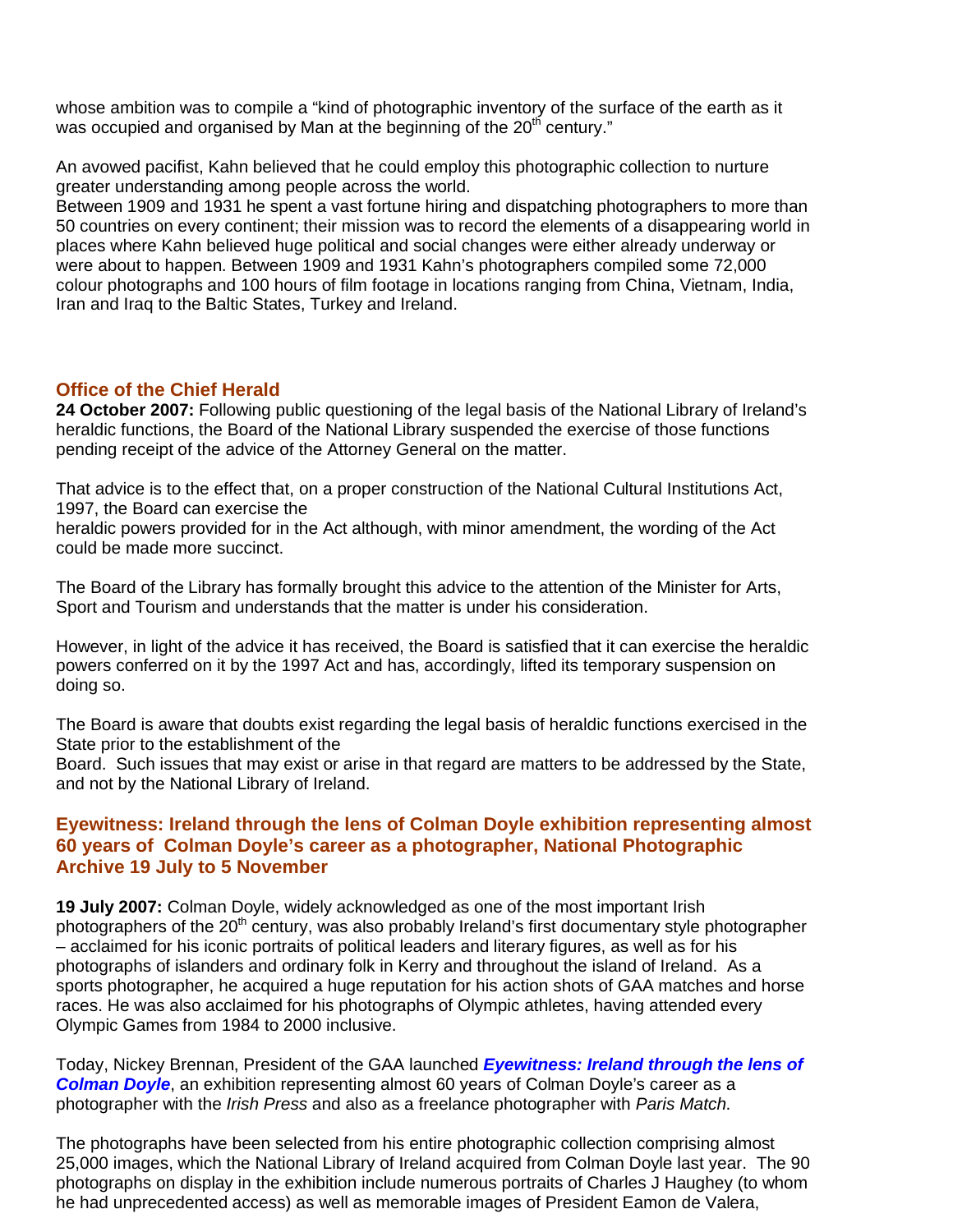whose ambition was to compile a "kind of photographic inventory of the surface of the earth as it was occupied and organised by Man at the beginning of the 20th century."

An avowed pacifist, Kahn believed that he could employ this photographic collection to nurture greater understanding among people across the world.
Between 1909 and 1931 he spent a vast fortune hiring and dispatching photographers to more than 50 countries on every continent; their mission was to record the elements of a disappearing world in places where Kahn believed huge political and social changes were either already underway or were about to happen. Between 1909 and 1931 Kahn's photographers compiled some 72,000 colour photographs and 100 hours of film footage in locations ranging from China, Vietnam, India, Iran and Iraq to the Baltic States, Turkey and Ireland.

## Office of the Chief Herald

**24 October 2007:** Following public questioning of the legal basis of the National Library of Ireland's heraldic functions, the Board of the National Library suspended the exercise of those functions pending receipt of the advice of the Attorney General on the matter.

That advice is to the effect that, on a proper construction of the National Cultural Institutions Act, 1997, the Board can exercise the heraldic powers provided for in the Act although, with minor amendment, the wording of the Act could be made more succinct.

The Board of the Library has formally brought this advice to the attention of the Minister for Arts, Sport and Tourism and understands that the matter is under his consideration.

However, in light of the advice it has received, the Board is satisfied that it can exercise the heraldic powers conferred on it by the 1997 Act and has, accordingly, lifted its temporary suspension on doing so.

The Board is aware that doubts exist regarding the legal basis of heraldic functions exercised in the State prior to the establishment of the Board. Such issues that may exist or arise in that regard are matters to be addressed by the State, and not by the National Library of Ireland.

## Eyewitness: Ireland through the lens of Colman Doyle exhibition representing almost 60 years of Colman Doyle's career as a photographer, National Photographic Archive 19 July to 5 November

**19 July 2007:** Colman Doyle, widely acknowledged as one of the most important Irish photographers of the 20th century, was also probably Ireland's first documentary style photographer – acclaimed for his iconic portraits of political leaders and literary figures, as well as for his photographs of islanders and ordinary folk in Kerry and throughout the island of Ireland. As a sports photographer, he acquired a huge reputation for his action shots of GAA matches and horse races. He was also acclaimed for his photographs of Olympic athletes, having attended every Olympic Games from 1984 to 2000 inclusive.

Today, Nickey Brennan, President of the GAA launched ***Eyewitness: Ireland through the lens of Colman Doyle***, an exhibition representing almost 60 years of Colman Doyle's career as a photographer with the *Irish Press* and also as a freelance photographer with *Paris Match*.

The photographs have been selected from his entire photographic collection comprising almost 25,000 images, which the National Library of Ireland acquired from Colman Doyle last year. The 90 photographs on display in the exhibition include numerous portraits of Charles J Haughey (to whom he had unprecedented access) as well as memorable images of President Eamon de Valera,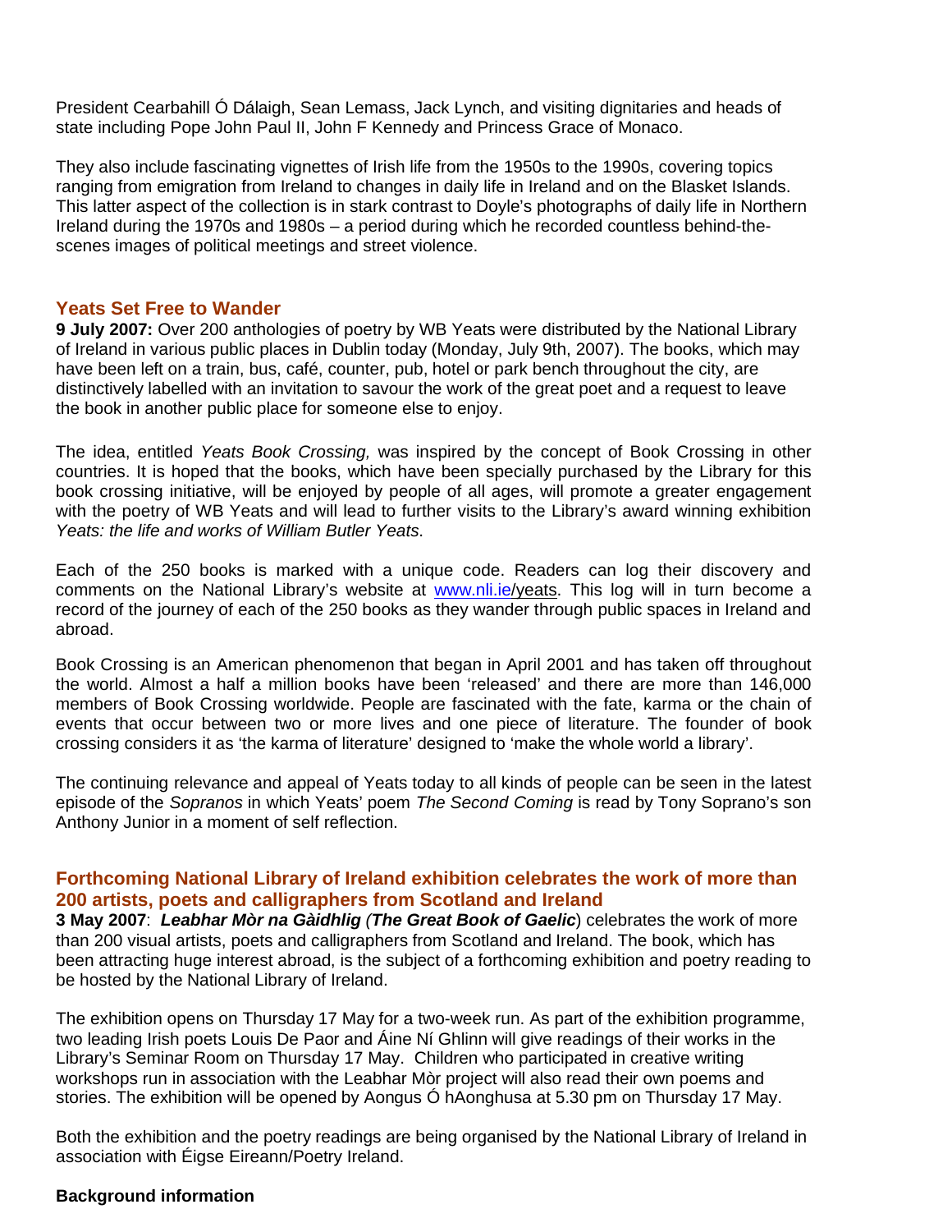President Cearbahill Ó Dálaigh, Sean Lemass, Jack Lynch, and visiting dignitaries and heads of state including Pope John Paul II, John F Kennedy and Princess Grace of Monaco.

They also include fascinating vignettes of Irish life from the 1950s to the 1990s, covering topics ranging from emigration from Ireland to changes in daily life in Ireland and on the Blasket Islands. This latter aspect of the collection is in stark contrast to Doyle's photographs of daily life in Northern Ireland during the 1970s and 1980s – a period during which he recorded countless behind-the-scenes images of political meetings and street violence.

## Yeats Set Free to Wander

**9 July 2007:** Over 200 anthologies of poetry by WB Yeats were distributed by the National Library of Ireland in various public places in Dublin today (Monday, July 9th, 2007). The books, which may have been left on a train, bus, café, counter, pub, hotel or park bench throughout the city, are distinctively labelled with an invitation to savour the work of the great poet and a request to leave the book in another public place for someone else to enjoy.

The idea, entitled *Yeats Book Crossing,* was inspired by the concept of Book Crossing in other countries. It is hoped that the books, which have been specially purchased by the Library for this book crossing initiative, will be enjoyed by people of all ages, will promote a greater engagement with the poetry of WB Yeats and will lead to further visits to the Library's award winning exhibition *Yeats: the life and works of William Butler Yeats*.

Each of the 250 books is marked with a unique code. Readers can log their discovery and comments on the National Library's website at www.nli.ie/yeats. This log will in turn become a record of the journey of each of the 250 books as they wander through public spaces in Ireland and abroad.

Book Crossing is an American phenomenon that began in April 2001 and has taken off throughout the world. Almost a half a million books have been 'released' and there are more than 146,000 members of Book Crossing worldwide. People are fascinated with the fate, karma or the chain of events that occur between two or more lives and one piece of literature. The founder of book crossing considers it as 'the karma of literature' designed to 'make the whole world a library'.

The continuing relevance and appeal of Yeats today to all kinds of people can be seen in the latest episode of the *Sopranos* in which Yeats' poem *The Second Coming* is read by Tony Soprano's son Anthony Junior in a moment of self reflection.

## Forthcoming National Library of Ireland exhibition celebrates the work of more than 200 artists, poets and calligraphers from Scotland and Ireland

**3 May 2007**: ***Leabhar Mòr na Gàidhlig*** (***The Great Book of Gaelic***) celebrates the work of more than 200 visual artists, poets and calligraphers from Scotland and Ireland. The book, which has been attracting huge interest abroad, is the subject of a forthcoming exhibition and poetry reading to be hosted by the National Library of Ireland.

The exhibition opens on Thursday 17 May for a two-week run. As part of the exhibition programme, two leading Irish poets Louis De Paor and Áine Ní Ghlinn will give readings of their works in the Library's Seminar Room on Thursday 17 May. Children who participated in creative writing workshops run in association with the Leabhar Mòr project will also read their own poems and stories. The exhibition will be opened by Aongus Ó hAonghusa at 5.30 pm on Thursday 17 May.

Both the exhibition and the poetry readings are being organised by the National Library of Ireland in association with Éigse Eireann/Poetry Ireland.

**Background information**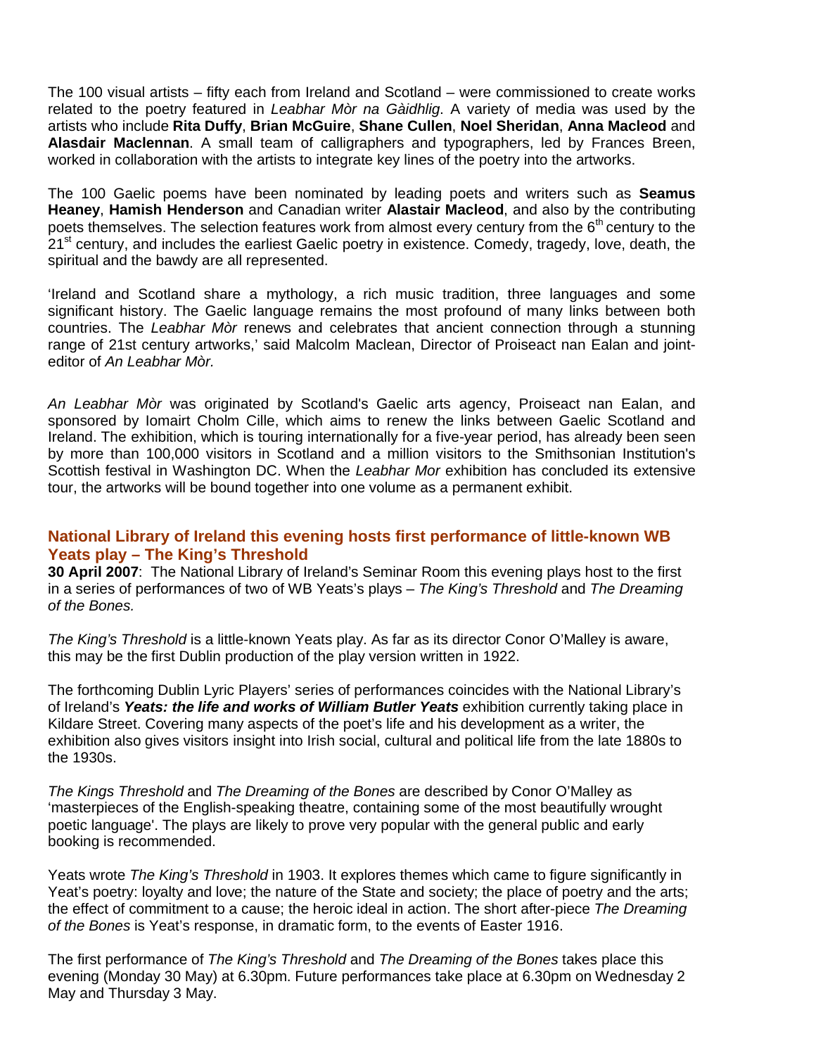The 100 visual artists – fifty each from Ireland and Scotland – were commissioned to create works related to the poetry featured in *Leabhar Mòr na Gàidhlig*. A variety of media was used by the artists who include **Rita Duffy**, **Brian McGuire**, **Shane Cullen**, **Noel Sheridan**, **Anna Macleod** and **Alasdair Maclennan**. A small team of calligraphers and typographers, led by Frances Breen, worked in collaboration with the artists to integrate key lines of the poetry into the artworks.

The 100 Gaelic poems have been nominated by leading poets and writers such as **Seamus Heaney**, **Hamish Henderson** and Canadian writer **Alastair Macleod**, and also by the contributing poets themselves. The selection features work from almost every century from the 6th century to the 21st century, and includes the earliest Gaelic poetry in existence. Comedy, tragedy, love, death, the spiritual and the bawdy are all represented.

'Ireland and Scotland share a mythology, a rich music tradition, three languages and some significant history. The Gaelic language remains the most profound of many links between both countries. The *Leabhar Mòr* renews and celebrates that ancient connection through a stunning range of 21st century artworks,' said Malcolm Maclean, Director of Proiseact nan Ealan and joint-editor of *An Leabhar Mòr.*

*An Leabhar Mòr* was originated by Scotland's Gaelic arts agency, Proiseact nan Ealan, and sponsored by Iomairt Cholm Cille, which aims to renew the links between Gaelic Scotland and Ireland. The exhibition, which is touring internationally for a five-year period, has already been seen by more than 100,000 visitors in Scotland and a million visitors to the Smithsonian Institution's Scottish festival in Washington DC. When the *Leabhar Mor* exhibition has concluded its extensive tour, the artworks will be bound together into one volume as a permanent exhibit.

## National Library of Ireland this evening hosts first performance of little-known WB Yeats play – The King's Threshold

**30 April 2007**: The National Library of Ireland's Seminar Room this evening plays host to the first in a series of performances of two of WB Yeats's plays – *The King's Threshold* and *The Dreaming of the Bones.*

*The King's Threshold* is a little-known Yeats play. As far as its director Conor O'Malley is aware, this may be the first Dublin production of the play version written in 1922.

The forthcoming Dublin Lyric Players' series of performances coincides with the National Library's of Ireland's ***Yeats: the life and works of William Butler Yeats*** exhibition currently taking place in Kildare Street. Covering many aspects of the poet's life and his development as a writer, the exhibition also gives visitors insight into Irish social, cultural and political life from the late 1880s to the 1930s.

*The Kings Threshold* and *The Dreaming of the Bones* are described by Conor O'Malley as 'masterpieces of the English-speaking theatre, containing some of the most beautifully wrought poetic language'. The plays are likely to prove very popular with the general public and early booking is recommended.

Yeats wrote *The King's Threshold* in 1903. It explores themes which came to figure significantly in Yeat's poetry: loyalty and love; the nature of the State and society; the place of poetry and the arts; the effect of commitment to a cause; the heroic ideal in action. The short after-piece *The Dreaming of the Bones* is Yeat's response, in dramatic form, to the events of Easter 1916.

The first performance of *The King's Threshold* and *The Dreaming of the Bones* takes place this evening (Monday 30 May) at 6.30pm. Future performances take place at 6.30pm on Wednesday 2 May and Thursday 3 May.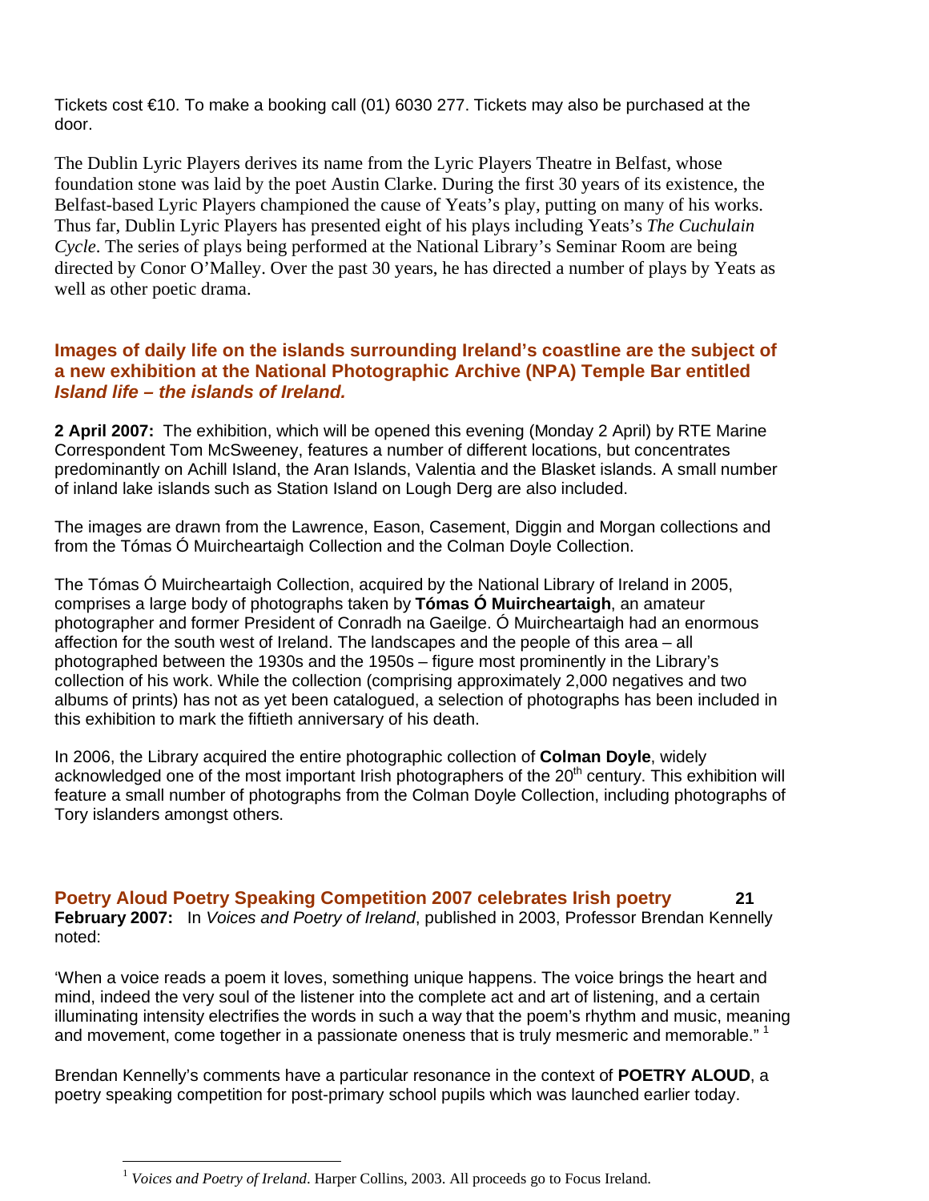Tickets cost €10. To make a booking call (01) 6030 277. Tickets may also be purchased at the door.

The Dublin Lyric Players derives its name from the Lyric Players Theatre in Belfast, whose foundation stone was laid by the poet Austin Clarke. During the first 30 years of its existence, the Belfast-based Lyric Players championed the cause of Yeats's play, putting on many of his works. Thus far, Dublin Lyric Players has presented eight of his plays including Yeats's *The Cuchulain Cycle*. The series of plays being performed at the National Library's Seminar Room are being directed by Conor O'Malley. Over the past 30 years, he has directed a number of plays by Yeats as well as other poetic drama.

## Images of daily life on the islands surrounding Ireland's coastline are the subject of a new exhibition at the National Photographic Archive (NPA) Temple Bar entitled *Island life – the islands of Ireland.*

**2 April 2007:** The exhibition, which will be opened this evening (Monday 2 April) by RTE Marine Correspondent Tom McSweeney, features a number of different locations, but concentrates predominantly on Achill Island, the Aran Islands, Valentia and the Blasket islands. A small number of inland lake islands such as Station Island on Lough Derg are also included.

The images are drawn from the Lawrence, Eason, Casement, Diggin and Morgan collections and from the Tómas Ó Muircheartaigh Collection and the Colman Doyle Collection.

The Tómas Ó Muircheartaigh Collection, acquired by the National Library of Ireland in 2005, comprises a large body of photographs taken by **Tómas Ó Muircheartaigh**, an amateur photographer and former President of Conradh na Gaeilge. Ó Muircheartaigh had an enormous affection for the south west of Ireland. The landscapes and the people of this area – all photographed between the 1930s and the 1950s – figure most prominently in the Library's collection of his work. While the collection (comprising approximately 2,000 negatives and two albums of prints) has not as yet been catalogued, a selection of photographs has been included in this exhibition to mark the fiftieth anniversary of his death.

In 2006, the Library acquired the entire photographic collection of **Colman Doyle**, widely acknowledged one of the most important Irish photographers of the 20th century. This exhibition will feature a small number of photographs from the Colman Doyle Collection, including photographs of Tory islanders amongst others.

## Poetry Aloud Poetry Speaking Competition 2007 celebrates Irish poetry

**21 February 2007:** In *Voices and Poetry of Ireland*, published in 2003, Professor Brendan Kennelly noted:

'When a voice reads a poem it loves, something unique happens. The voice brings the heart and mind, indeed the very soul of the listener into the complete act and art of listening, and a certain illuminating intensity electrifies the words in such a way that the poem's rhythm and music, meaning and movement, come together in a passionate oneness that is truly mesmeric and memorable." [1]

Brendan Kennelly's comments have a particular resonance in the context of **POETRY ALOUD**, a poetry speaking competition for post-primary school pupils which was launched earlier today.

---

[1] *Voices and Poetry of Ireland*. Harper Collins, 2003. All proceeds go to Focus Ireland.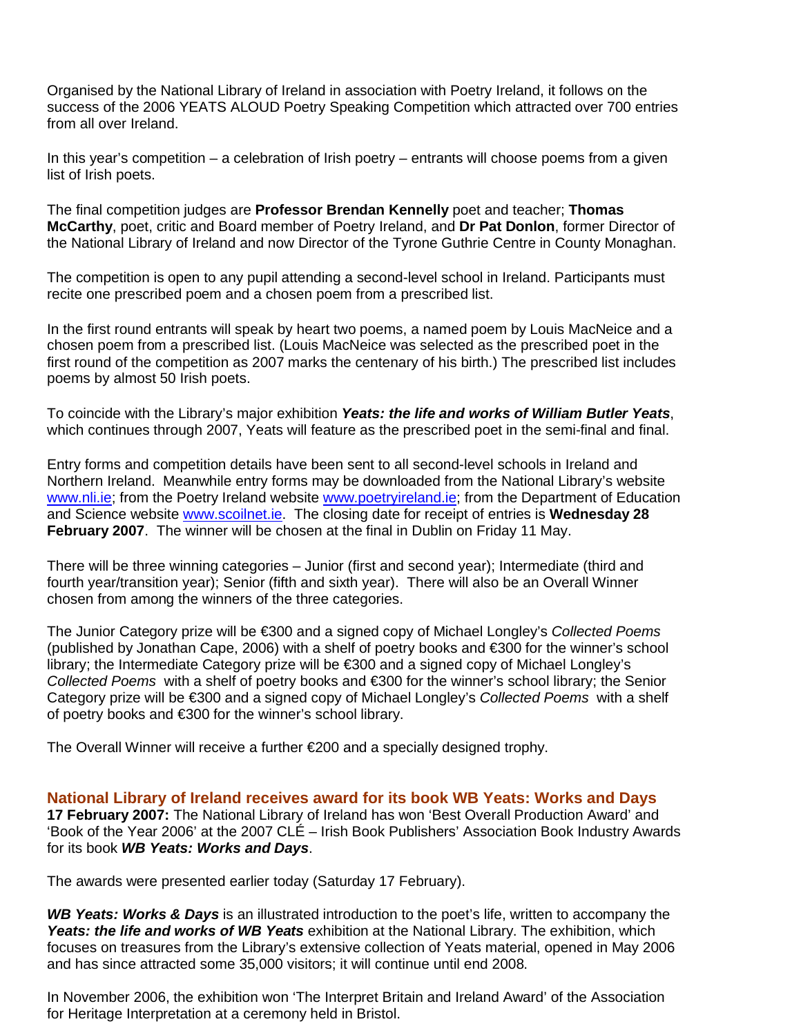Organised by the National Library of Ireland in association with Poetry Ireland, it follows on the success of the 2006 YEATS ALOUD Poetry Speaking Competition which attracted over 700 entries from all over Ireland.

In this year's competition – a celebration of Irish poetry – entrants will choose poems from a given list of Irish poets.

The final competition judges are **Professor Brendan Kennelly** poet and teacher; **Thomas McCarthy**, poet, critic and Board member of Poetry Ireland, and **Dr Pat Donlon**, former Director of the National Library of Ireland and now Director of the Tyrone Guthrie Centre in County Monaghan.

The competition is open to any pupil attending a second-level school in Ireland. Participants must recite one prescribed poem and a chosen poem from a prescribed list.

In the first round entrants will speak by heart two poems, a named poem by Louis MacNeice and a chosen poem from a prescribed list. (Louis MacNeice was selected as the prescribed poet in the first round of the competition as 2007 marks the centenary of his birth.) The prescribed list includes poems by almost 50 Irish poets.

To coincide with the Library's major exhibition ***Yeats: the life and works of William Butler Yeats***, which continues through 2007, Yeats will feature as the prescribed poet in the semi-final and final.

Entry forms and competition details have been sent to all second-level schools in Ireland and Northern Ireland. Meanwhile entry forms may be downloaded from the National Library's website [www.nli.ie](http://www.nli.ie); from the Poetry Ireland website [www.poetryireland.ie](http://www.poetryireland.ie); from the Department of Education and Science website [www.scoilnet.ie](http://www.scoilnet.ie). The closing date for receipt of entries is **Wednesday 28 February 2007**. The winner will be chosen at the final in Dublin on Friday 11 May.

There will be three winning categories – Junior (first and second year); Intermediate (third and fourth year/transition year); Senior (fifth and sixth year). There will also be an Overall Winner chosen from among the winners of the three categories.

The Junior Category prize will be €300 and a signed copy of Michael Longley's *Collected Poems* (published by Jonathan Cape, 2006) with a shelf of poetry books and €300 for the winner's school library; the Intermediate Category prize will be €300 and a signed copy of Michael Longley's *Collected Poems* with a shelf of poetry books and €300 for the winner's school library; the Senior Category prize will be €300 and a signed copy of Michael Longley's *Collected Poems* with a shelf of poetry books and €300 for the winner's school library.

The Overall Winner will receive a further €200 and a specially designed trophy.

### National Library of Ireland receives award for its book WB Yeats: Works and Days

**17 February 2007:** The National Library of Ireland has won 'Best Overall Production Award' and 'Book of the Year 2006' at the 2007 CLÉ – Irish Book Publishers' Association Book Industry Awards for its book ***WB Yeats: Works and Days***.

The awards were presented earlier today (Saturday 17 February).

***WB Yeats: Works & Days*** is an illustrated introduction to the poet's life, written to accompany the ***Yeats: the life and works of WB Yeats*** exhibition at the National Library. The exhibition, which focuses on treasures from the Library's extensive collection of Yeats material, opened in May 2006 and has since attracted some 35,000 visitors; it will continue until end 2008.

In November 2006, the exhibition won 'The Interpret Britain and Ireland Award' of the Association for Heritage Interpretation at a ceremony held in Bristol.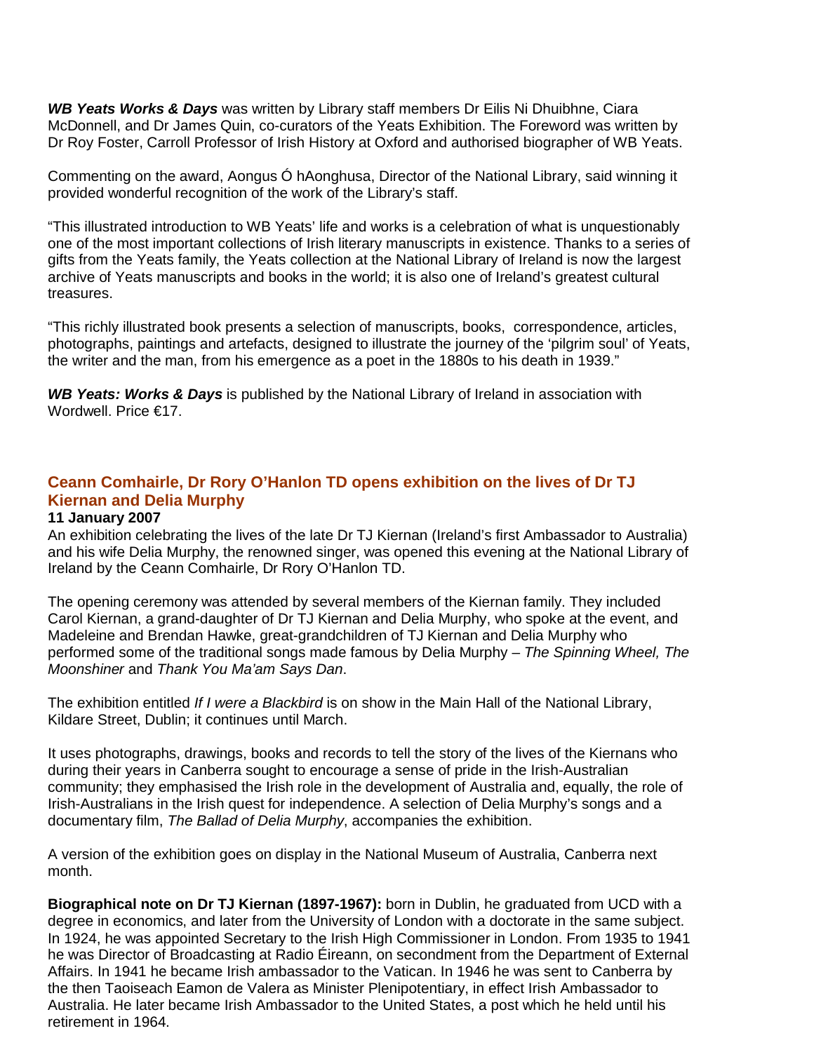***WB Yeats Works & Days*** was written by Library staff members Dr Eilis Ni Dhuibhne, Ciara McDonnell, and Dr James Quin, co-curators of the Yeats Exhibition. The Foreword was written by Dr Roy Foster, Carroll Professor of Irish History at Oxford and authorised biographer of WB Yeats.

Commenting on the award, Aongus Ó hAonghusa, Director of the National Library, said winning it provided wonderful recognition of the work of the Library's staff.

"This illustrated introduction to WB Yeats' life and works is a celebration of what is unquestionably one of the most important collections of Irish literary manuscripts in existence. Thanks to a series of gifts from the Yeats family, the Yeats collection at the National Library of Ireland is now the largest archive of Yeats manuscripts and books in the world; it is also one of Ireland's greatest cultural treasures.

"This richly illustrated book presents a selection of manuscripts, books, correspondence, articles, photographs, paintings and artefacts, designed to illustrate the journey of the 'pilgrim soul' of Yeats, the writer and the man, from his emergence as a poet in the 1880s to his death in 1939."

***WB Yeats: Works & Days*** is published by the National Library of Ireland in association with Wordwell. Price €17.

## Ceann Comhairle, Dr Rory O'Hanlon TD opens exhibition on the lives of Dr TJ Kiernan and Delia Murphy

**11 January 2007**

An exhibition celebrating the lives of the late Dr TJ Kiernan (Ireland's first Ambassador to Australia) and his wife Delia Murphy, the renowned singer, was opened this evening at the National Library of Ireland by the Ceann Comhairle, Dr Rory O'Hanlon TD.

The opening ceremony was attended by several members of the Kiernan family. They included Carol Kiernan, a grand-daughter of Dr TJ Kiernan and Delia Murphy, who spoke at the event, and Madeleine and Brendan Hawke, great-grandchildren of TJ Kiernan and Delia Murphy who performed some of the traditional songs made famous by Delia Murphy – *The Spinning Wheel, The Moonshiner* and *Thank You Ma'am Says Dan*.

The exhibition entitled *If I were a Blackbird* is on show in the Main Hall of the National Library, Kildare Street, Dublin; it continues until March.

It uses photographs, drawings, books and records to tell the story of the lives of the Kiernans who during their years in Canberra sought to encourage a sense of pride in the Irish-Australian community; they emphasised the Irish role in the development of Australia and, equally, the role of Irish-Australians in the Irish quest for independence. A selection of Delia Murphy's songs and a documentary film, *The Ballad of Delia Murphy*, accompanies the exhibition.

A version of the exhibition goes on display in the National Museum of Australia, Canberra next month.

**Biographical note on Dr TJ Kiernan (1897-1967):** born in Dublin, he graduated from UCD with a degree in economics, and later from the University of London with a doctorate in the same subject. In 1924, he was appointed Secretary to the Irish High Commissioner in London. From 1935 to 1941 he was Director of Broadcasting at Radio Éireann, on secondment from the Department of External Affairs. In 1941 he became Irish ambassador to the Vatican. In 1946 he was sent to Canberra by the then Taoiseach Eamon de Valera as Minister Plenipotentiary, in effect Irish Ambassador to Australia. He later became Irish Ambassador to the United States, a post which he held until his retirement in 1964.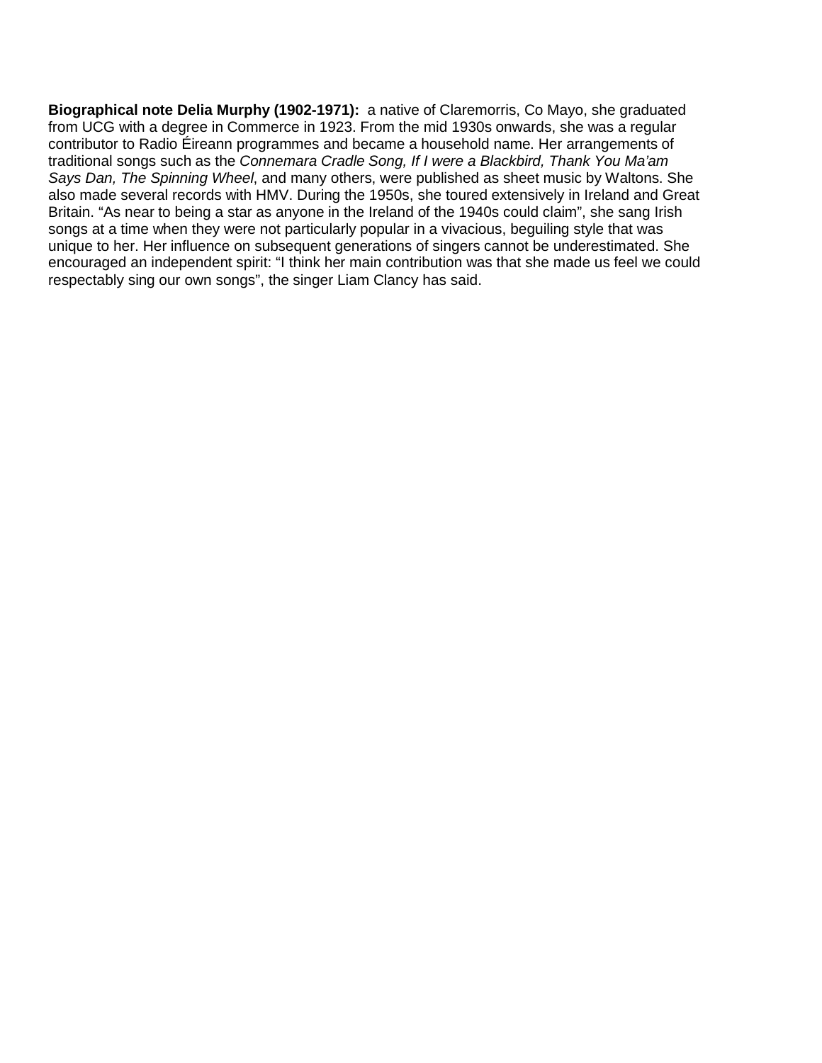**Biographical note Delia Murphy (1902-1971):** a native of Claremorris, Co Mayo, she graduated from UCG with a degree in Commerce in 1923. From the mid 1930s onwards, she was a regular contributor to Radio Éireann programmes and became a household name. Her arrangements of traditional songs such as the *Connemara Cradle Song, If I were a Blackbird, Thank You Ma'am Says Dan, The Spinning Wheel*, and many others, were published as sheet music by Waltons. She also made several records with HMV. During the 1950s, she toured extensively in Ireland and Great Britain. "As near to being a star as anyone in the Ireland of the 1940s could claim", she sang Irish songs at a time when they were not particularly popular in a vivacious, beguiling style that was unique to her. Her influence on subsequent generations of singers cannot be underestimated. She encouraged an independent spirit: "I think her main contribution was that she made us feel we could respectably sing our own songs", the singer Liam Clancy has said.